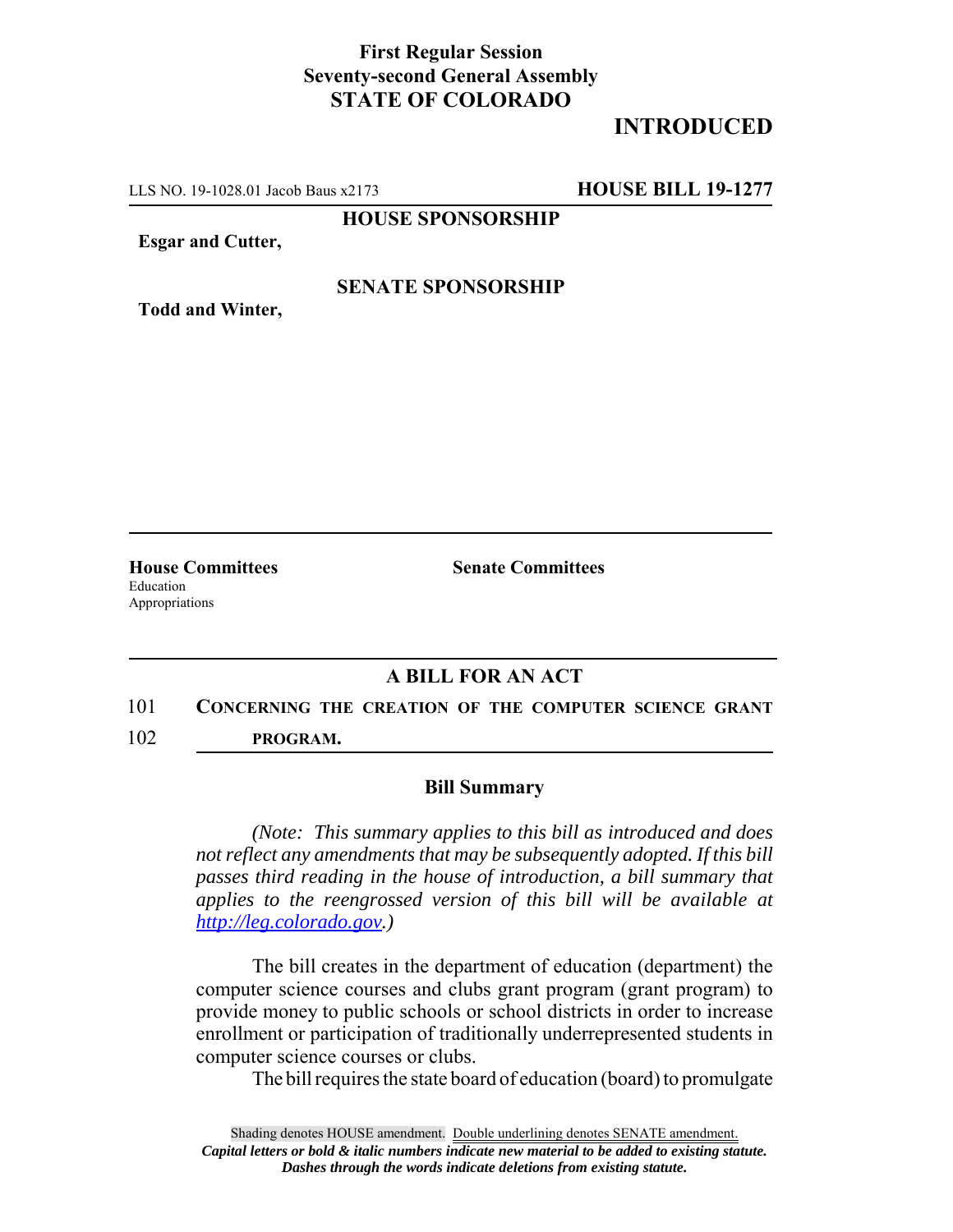**First Regular Session**
**Seventy-second General Assembly**
**STATE OF COLORADO**

**INTRODUCED**

LLS NO. 19-1028.01 Jacob Baus x2173 **HOUSE BILL 19-1277**

**HOUSE SPONSORSHIP**

**Esgar and Cutter,**

**SENATE SPONSORSHIP**

**Todd and Winter,**

**House Committees**
Education
Appropriations

**Senate Committees**

## A BILL FOR AN ACT

101 **CONCERNING THE CREATION OF THE COMPUTER SCIENCE GRANT**
102 **PROGRAM.**

### Bill Summary

*(Note: This summary applies to this bill as introduced and does not reflect any amendments that may be subsequently adopted. If this bill passes third reading in the house of introduction, a bill summary that applies to the reengrossed version of this bill will be available at http://leg.colorado.gov.)*

The bill creates in the department of education (department) the computer science courses and clubs grant program (grant program) to provide money to public schools or school districts in order to increase enrollment or participation of traditionally underrepresented students in computer science courses or clubs.

The bill requires the state board of education (board) to promulgate

Shading denotes HOUSE amendment. Double underlining denotes SENATE amendment.
***Capital letters or bold & italic numbers indicate new material to be added to existing statute.***
***Dashes through the words indicate deletions from existing statute.***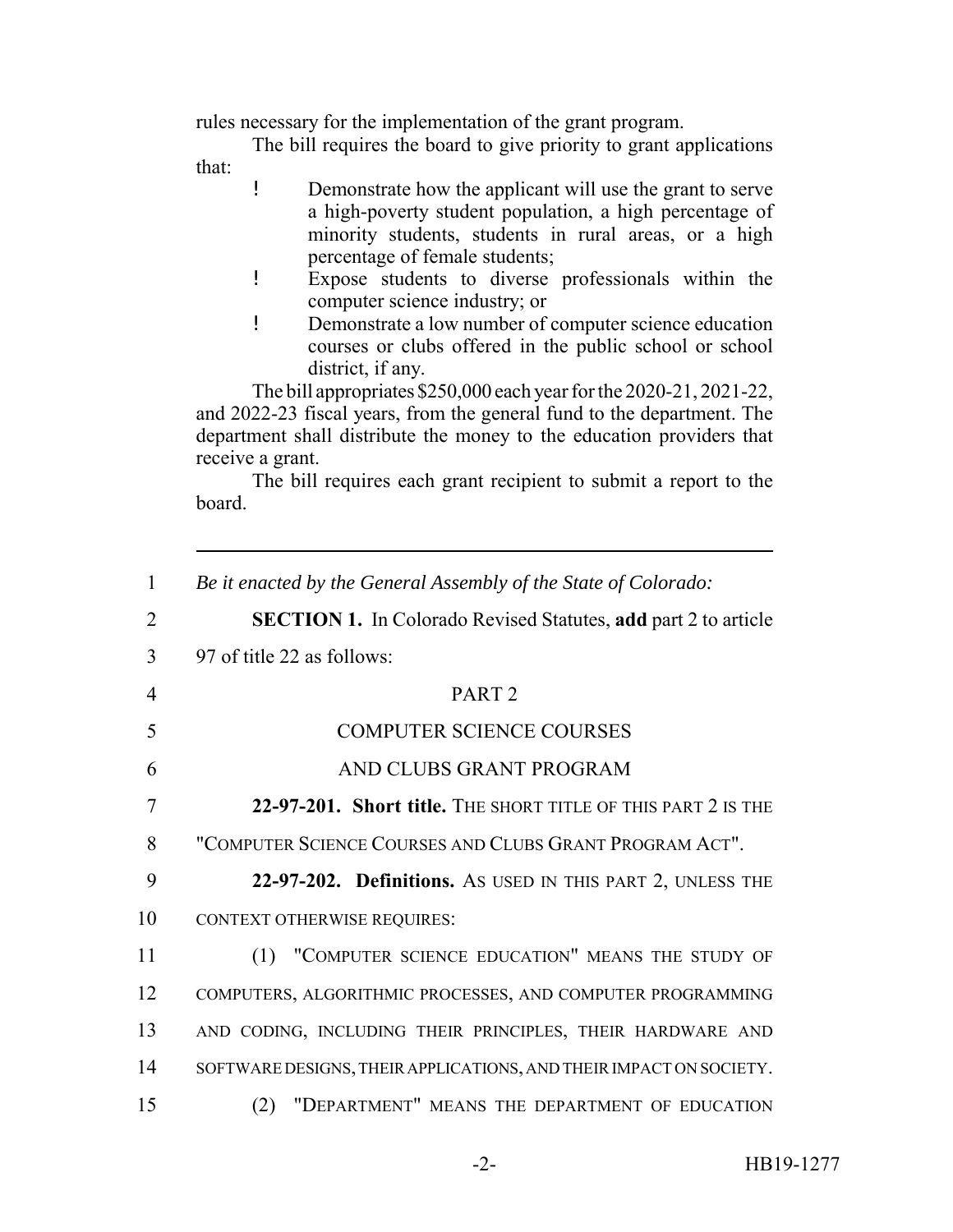rules necessary for the implementation of the grant program.

The bill requires the board to give priority to grant applications that:

- Demonstrate how the applicant will use the grant to serve a high-poverty student population, a high percentage of minority students, students in rural areas, or a high percentage of female students;
- Expose students to diverse professionals within the computer science industry; or
- Demonstrate a low number of computer science education courses or clubs offered in the public school or school district, if any.

The bill appropriates $250,000 each year for the 2020-21, 2021-22, and 2022-23 fiscal years, from the general fund to the department. The department shall distribute the money to the education providers that receive a grant.

The bill requires each grant recipient to submit a report to the board.

---

1 *Be it enacted by the General Assembly of the State of Colorado:*

2 **SECTION 1.** In Colorado Revised Statutes, **add** part 2 to article

3 97 of title 22 as follows:

4 PART 2

5 COMPUTER SCIENCE COURSES

6 AND CLUBS GRANT PROGRAM

7 **22-97-201. Short title.** THE SHORT TITLE OF THIS PART 2 IS THE

8 "COMPUTER SCIENCE COURSES AND CLUBS GRANT PROGRAM ACT".

9 **22-97-202. Definitions.** AS USED IN THIS PART 2, UNLESS THE

10 CONTEXT OTHERWISE REQUIRES:

11 (1) "COMPUTER SCIENCE EDUCATION" MEANS THE STUDY OF

12 COMPUTERS, ALGORITHMIC PROCESSES, AND COMPUTER PROGRAMMING

13 AND CODING, INCLUDING THEIR PRINCIPLES, THEIR HARDWARE AND

14 SOFTWARE DESIGNS, THEIR APPLICATIONS, AND THEIR IMPACT ON SOCIETY.

15 (2) "DEPARTMENT" MEANS THE DEPARTMENT OF EDUCATION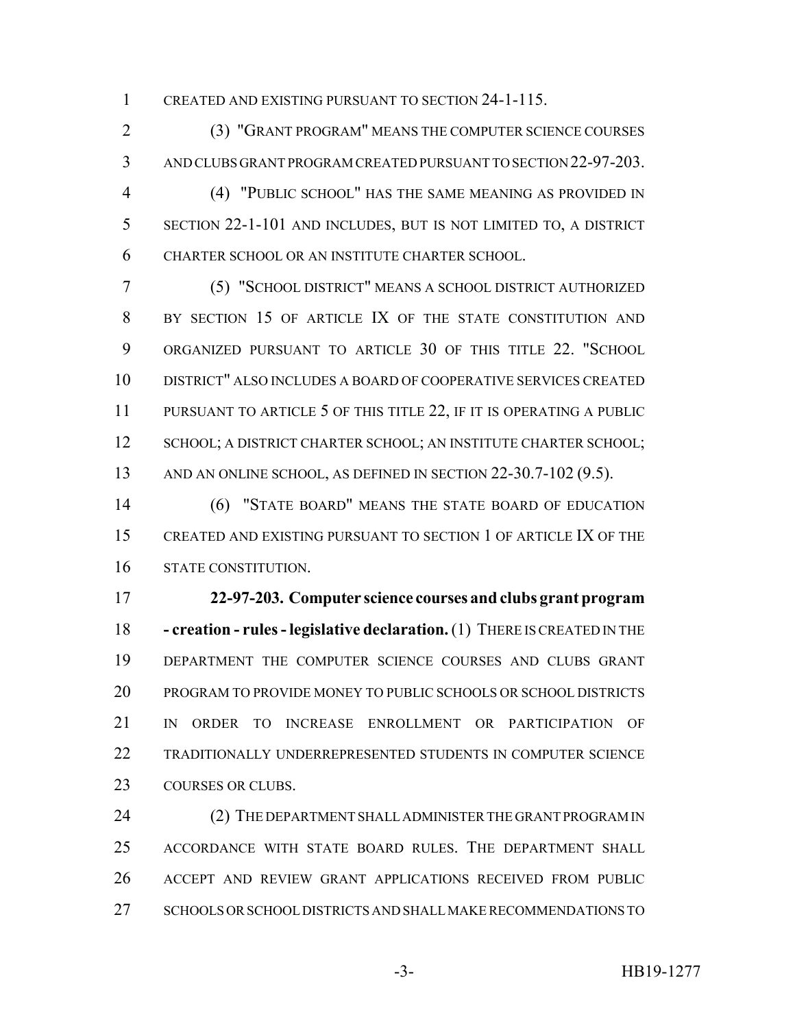CREATED AND EXISTING PURSUANT TO SECTION 24-1-115.

(3) "GRANT PROGRAM" MEANS THE COMPUTER SCIENCE COURSES AND CLUBS GRANT PROGRAM CREATED PURSUANT TO SECTION 22-97-203.

(4) "PUBLIC SCHOOL" HAS THE SAME MEANING AS PROVIDED IN SECTION 22-1-101 AND INCLUDES, BUT IS NOT LIMITED TO, A DISTRICT CHARTER SCHOOL OR AN INSTITUTE CHARTER SCHOOL.

(5) "SCHOOL DISTRICT" MEANS A SCHOOL DISTRICT AUTHORIZED BY SECTION 15 OF ARTICLE IX OF THE STATE CONSTITUTION AND ORGANIZED PURSUANT TO ARTICLE 30 OF THIS TITLE 22. "SCHOOL DISTRICT" ALSO INCLUDES A BOARD OF COOPERATIVE SERVICES CREATED PURSUANT TO ARTICLE 5 OF THIS TITLE 22, IF IT IS OPERATING A PUBLIC SCHOOL; A DISTRICT CHARTER SCHOOL; AN INSTITUTE CHARTER SCHOOL; AND AN ONLINE SCHOOL, AS DEFINED IN SECTION 22-30.7-102 (9.5).

(6) "STATE BOARD" MEANS THE STATE BOARD OF EDUCATION CREATED AND EXISTING PURSUANT TO SECTION 1 OF ARTICLE IX OF THE STATE CONSTITUTION.

**22-97-203. Computer science courses and clubs grant program - creation - rules - legislative declaration.** (1) THERE IS CREATED IN THE DEPARTMENT THE COMPUTER SCIENCE COURSES AND CLUBS GRANT PROGRAM TO PROVIDE MONEY TO PUBLIC SCHOOLS OR SCHOOL DISTRICTS IN ORDER TO INCREASE ENROLLMENT OR PARTICIPATION OF TRADITIONALLY UNDERREPRESENTED STUDENTS IN COMPUTER SCIENCE COURSES OR CLUBS.

(2) THE DEPARTMENT SHALL ADMINISTER THE GRANT PROGRAM IN ACCORDANCE WITH STATE BOARD RULES. THE DEPARTMENT SHALL ACCEPT AND REVIEW GRANT APPLICATIONS RECEIVED FROM PUBLIC SCHOOLS OR SCHOOL DISTRICTS AND SHALL MAKE RECOMMENDATIONS TO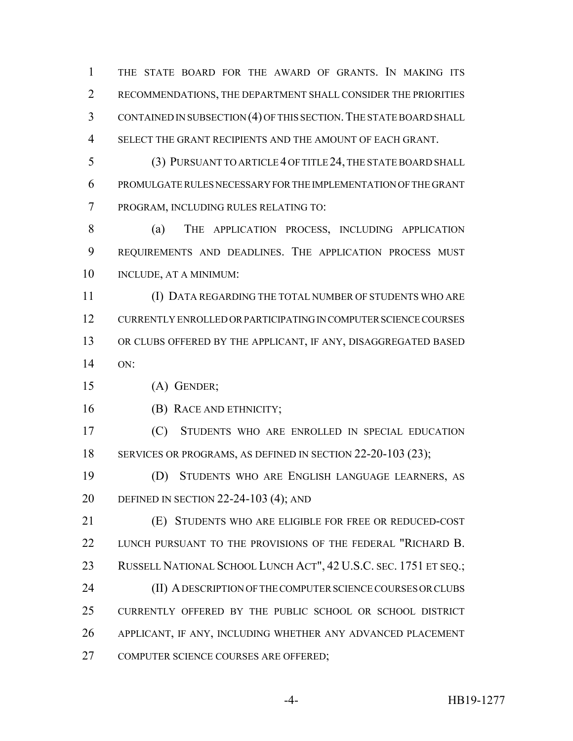THE STATE BOARD FOR THE AWARD OF GRANTS. IN MAKING ITS RECOMMENDATIONS, THE DEPARTMENT SHALL CONSIDER THE PRIORITIES CONTAINED IN SUBSECTION (4) OF THIS SECTION. THE STATE BOARD SHALL SELECT THE GRANT RECIPIENTS AND THE AMOUNT OF EACH GRANT.

(3) PURSUANT TO ARTICLE 4 OF TITLE 24, THE STATE BOARD SHALL PROMULGATE RULES NECESSARY FOR THE IMPLEMENTATION OF THE GRANT PROGRAM, INCLUDING RULES RELATING TO:

(a) THE APPLICATION PROCESS, INCLUDING APPLICATION REQUIREMENTS AND DEADLINES. THE APPLICATION PROCESS MUST INCLUDE, AT A MINIMUM:

(I) DATA REGARDING THE TOTAL NUMBER OF STUDENTS WHO ARE CURRENTLY ENROLLED OR PARTICIPATING IN COMPUTER SCIENCE COURSES OR CLUBS OFFERED BY THE APPLICANT, IF ANY, DISAGGREGATED BASED ON:

(A) GENDER;

(B) RACE AND ETHNICITY;

(C) STUDENTS WHO ARE ENROLLED IN SPECIAL EDUCATION SERVICES OR PROGRAMS, AS DEFINED IN SECTION 22-20-103 (23);

(D) STUDENTS WHO ARE ENGLISH LANGUAGE LEARNERS, AS DEFINED IN SECTION 22-24-103 (4); AND

(E) STUDENTS WHO ARE ELIGIBLE FOR FREE OR REDUCED-COST LUNCH PURSUANT TO THE PROVISIONS OF THE FEDERAL "RICHARD B. RUSSELL NATIONAL SCHOOL LUNCH ACT", 42 U.S.C. SEC. 1751 ET SEQ.;

(II) A DESCRIPTION OF THE COMPUTER SCIENCE COURSES OR CLUBS CURRENTLY OFFERED BY THE PUBLIC SCHOOL OR SCHOOL DISTRICT APPLICANT, IF ANY, INCLUDING WHETHER ANY ADVANCED PLACEMENT COMPUTER SCIENCE COURSES ARE OFFERED;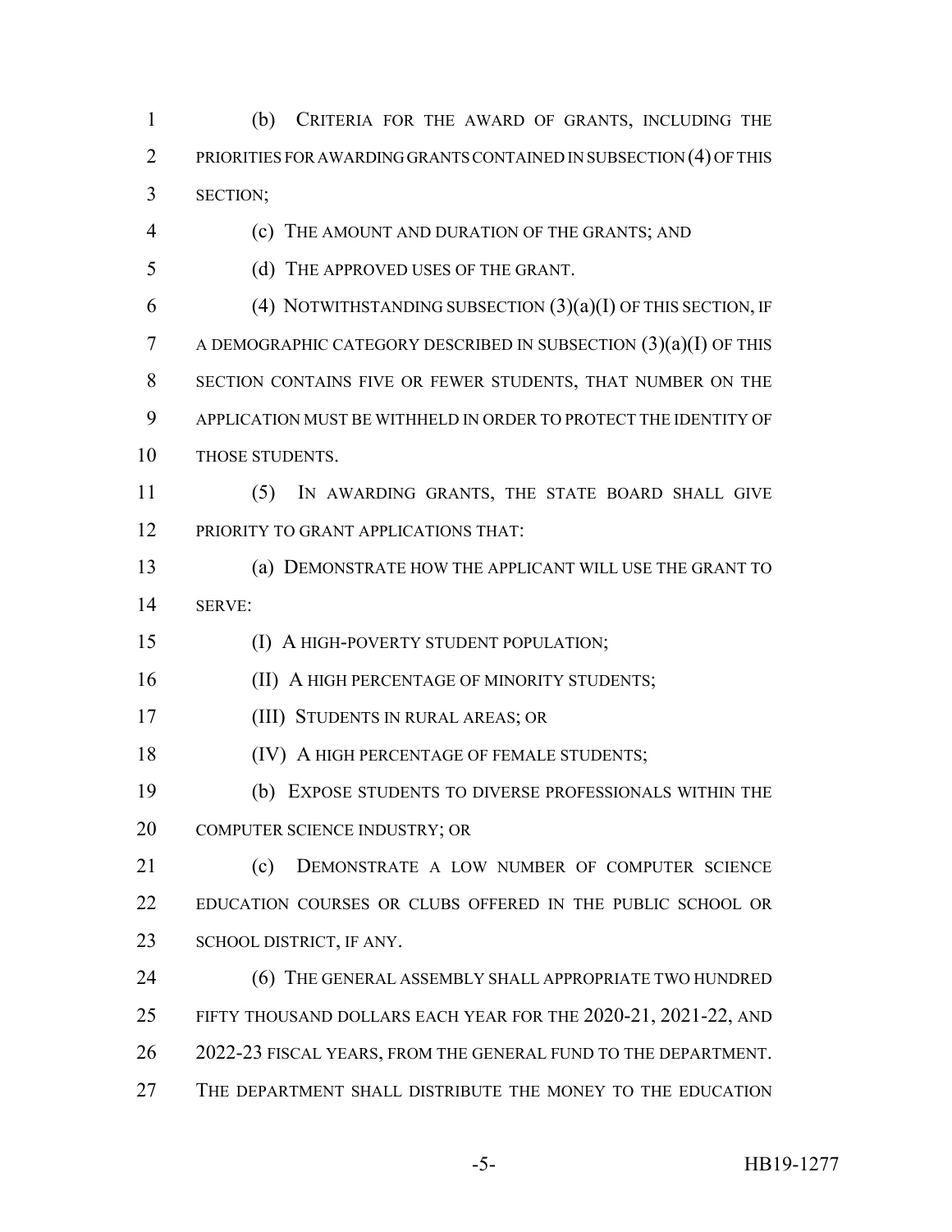(b) CRITERIA FOR THE AWARD OF GRANTS, INCLUDING THE PRIORITIES FOR AWARDING GRANTS CONTAINED IN SUBSECTION (4) OF THIS SECTION;

(c) THE AMOUNT AND DURATION OF THE GRANTS; AND

(d) THE APPROVED USES OF THE GRANT.

(4) NOTWITHSTANDING SUBSECTION (3)(a)(I) OF THIS SECTION, IF A DEMOGRAPHIC CATEGORY DESCRIBED IN SUBSECTION (3)(a)(I) OF THIS SECTION CONTAINS FIVE OR FEWER STUDENTS, THAT NUMBER ON THE APPLICATION MUST BE WITHHELD IN ORDER TO PROTECT THE IDENTITY OF THOSE STUDENTS.

(5) IN AWARDING GRANTS, THE STATE BOARD SHALL GIVE PRIORITY TO GRANT APPLICATIONS THAT:

(a) DEMONSTRATE HOW THE APPLICANT WILL USE THE GRANT TO SERVE:

(I) A HIGH-POVERTY STUDENT POPULATION;

(II) A HIGH PERCENTAGE OF MINORITY STUDENTS;

(III) STUDENTS IN RURAL AREAS; OR

(IV) A HIGH PERCENTAGE OF FEMALE STUDENTS;

(b) EXPOSE STUDENTS TO DIVERSE PROFESSIONALS WITHIN THE COMPUTER SCIENCE INDUSTRY; OR

(c) DEMONSTRATE A LOW NUMBER OF COMPUTER SCIENCE EDUCATION COURSES OR CLUBS OFFERED IN THE PUBLIC SCHOOL OR SCHOOL DISTRICT, IF ANY.

(6) THE GENERAL ASSEMBLY SHALL APPROPRIATE TWO HUNDRED FIFTY THOUSAND DOLLARS EACH YEAR FOR THE 2020-21, 2021-22, AND 2022-23 FISCAL YEARS, FROM THE GENERAL FUND TO THE DEPARTMENT. THE DEPARTMENT SHALL DISTRIBUTE THE MONEY TO THE EDUCATION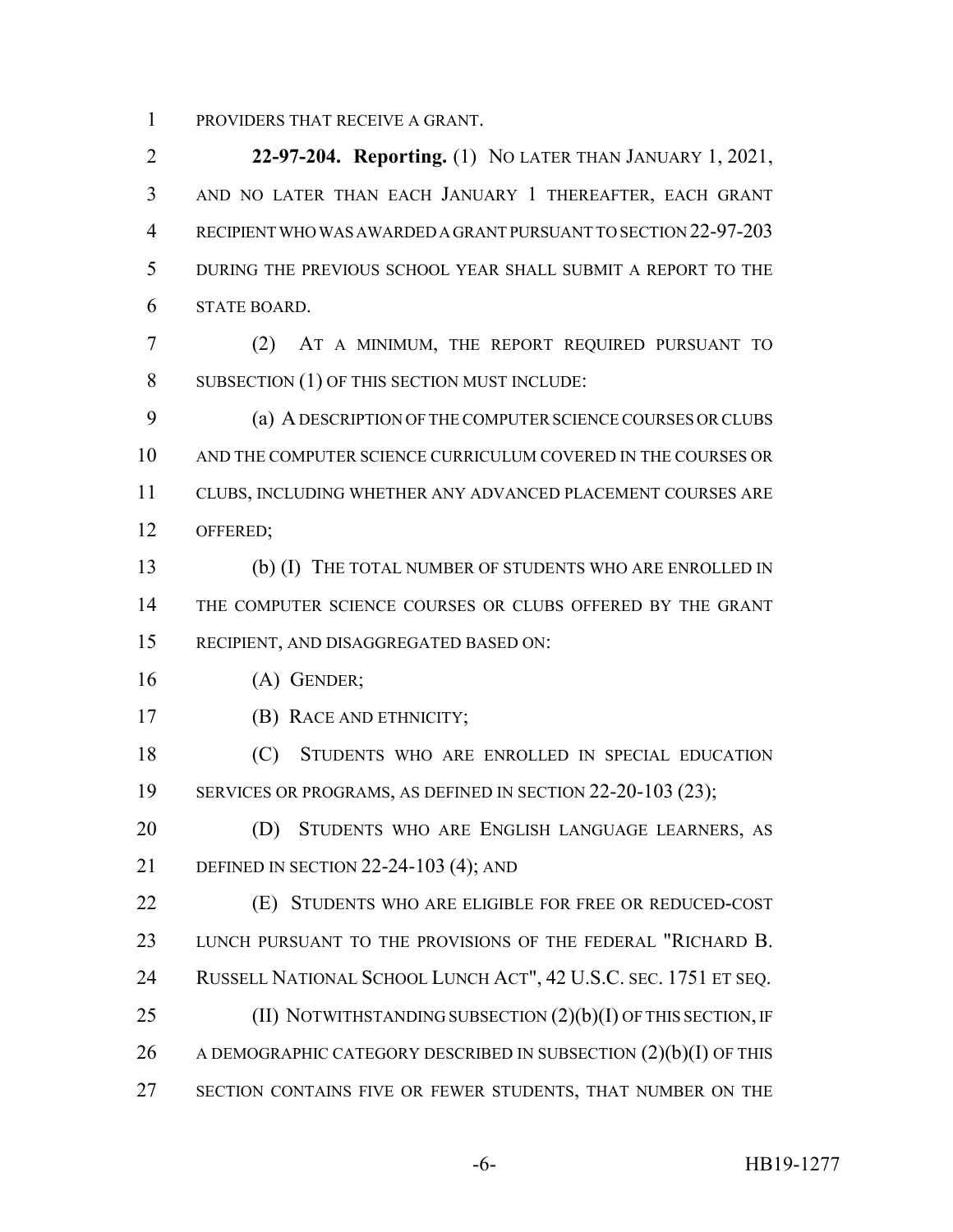PROVIDERS THAT RECEIVE A GRANT.

**22-97-204. Reporting.** (1) NO LATER THAN JANUARY 1, 2021, AND NO LATER THAN EACH JANUARY 1 THEREAFTER, EACH GRANT RECIPIENT WHO WAS AWARDED A GRANT PURSUANT TO SECTION 22-97-203 DURING THE PREVIOUS SCHOOL YEAR SHALL SUBMIT A REPORT TO THE STATE BOARD.

(2) AT A MINIMUM, THE REPORT REQUIRED PURSUANT TO SUBSECTION (1) OF THIS SECTION MUST INCLUDE:

(a) A DESCRIPTION OF THE COMPUTER SCIENCE COURSES OR CLUBS AND THE COMPUTER SCIENCE CURRICULUM COVERED IN THE COURSES OR CLUBS, INCLUDING WHETHER ANY ADVANCED PLACEMENT COURSES ARE OFFERED;

(b) (I) THE TOTAL NUMBER OF STUDENTS WHO ARE ENROLLED IN THE COMPUTER SCIENCE COURSES OR CLUBS OFFERED BY THE GRANT RECIPIENT, AND DISAGGREGATED BASED ON:

(A) GENDER;

(B) RACE AND ETHNICITY;

(C) STUDENTS WHO ARE ENROLLED IN SPECIAL EDUCATION SERVICES OR PROGRAMS, AS DEFINED IN SECTION 22-20-103 (23);

(D) STUDENTS WHO ARE ENGLISH LANGUAGE LEARNERS, AS DEFINED IN SECTION 22-24-103 (4); AND

(E) STUDENTS WHO ARE ELIGIBLE FOR FREE OR REDUCED-COST LUNCH PURSUANT TO THE PROVISIONS OF THE FEDERAL "RICHARD B. RUSSELL NATIONAL SCHOOL LUNCH ACT", 42 U.S.C. SEC. 1751 ET SEQ.

(II) NOTWITHSTANDING SUBSECTION (2)(b)(I) OF THIS SECTION, IF A DEMOGRAPHIC CATEGORY DESCRIBED IN SUBSECTION (2)(b)(I) OF THIS SECTION CONTAINS FIVE OR FEWER STUDENTS, THAT NUMBER ON THE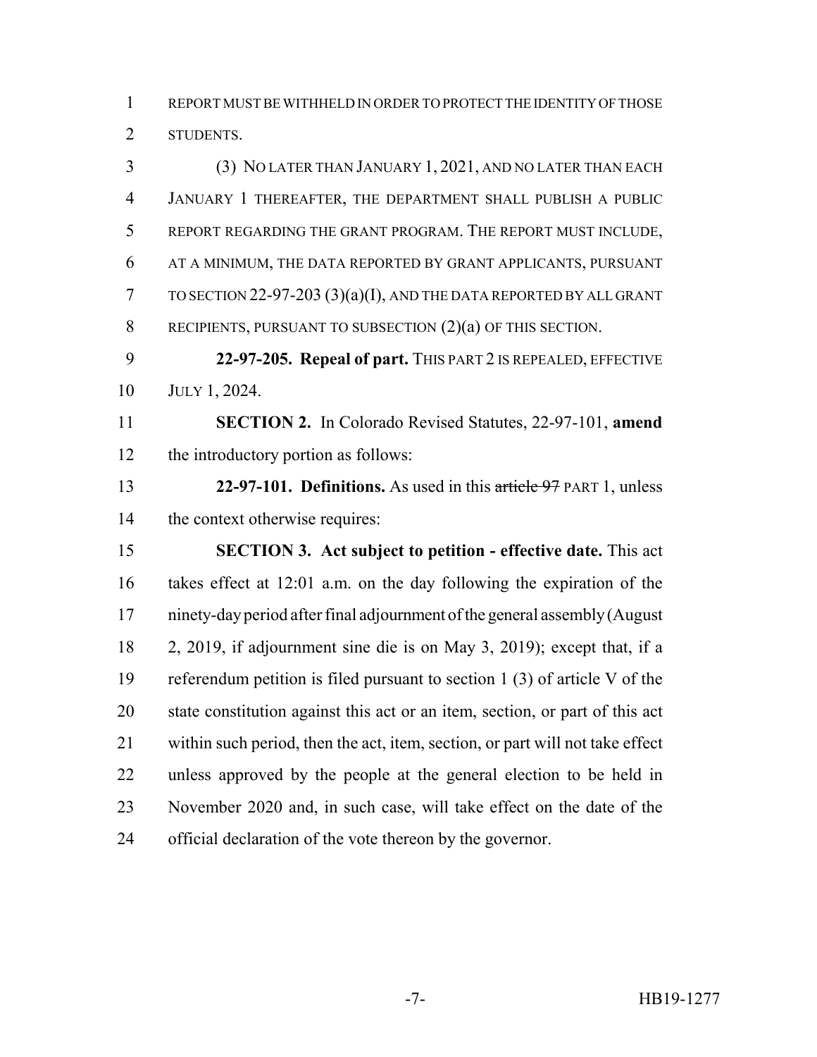REPORT MUST BE WITHHELD IN ORDER TO PROTECT THE IDENTITY OF THOSE STUDENTS.

(3) NO LATER THAN JANUARY 1, 2021, AND NO LATER THAN EACH JANUARY 1 THEREAFTER, THE DEPARTMENT SHALL PUBLISH A PUBLIC REPORT REGARDING THE GRANT PROGRAM. THE REPORT MUST INCLUDE, AT A MINIMUM, THE DATA REPORTED BY GRANT APPLICANTS, PURSUANT TO SECTION 22-97-203 (3)(a)(I), AND THE DATA REPORTED BY ALL GRANT RECIPIENTS, PURSUANT TO SUBSECTION (2)(a) OF THIS SECTION.

**22-97-205. Repeal of part.** THIS PART 2 IS REPEALED, EFFECTIVE JULY 1, 2024.

**SECTION 2.** In Colorado Revised Statutes, 22-97-101, **amend** the introductory portion as follows:

**22-97-101. Definitions.** As used in this ~~article 97~~ PART 1, unless the context otherwise requires:

**SECTION 3. Act subject to petition - effective date.** This act takes effect at 12:01 a.m. on the day following the expiration of the ninety-day period after final adjournment of the general assembly (August 2, 2019, if adjournment sine die is on May 3, 2019); except that, if a referendum petition is filed pursuant to section 1 (3) of article V of the state constitution against this act or an item, section, or part of this act within such period, then the act, item, section, or part will not take effect unless approved by the people at the general election to be held in November 2020 and, in such case, will take effect on the date of the official declaration of the vote thereon by the governor.